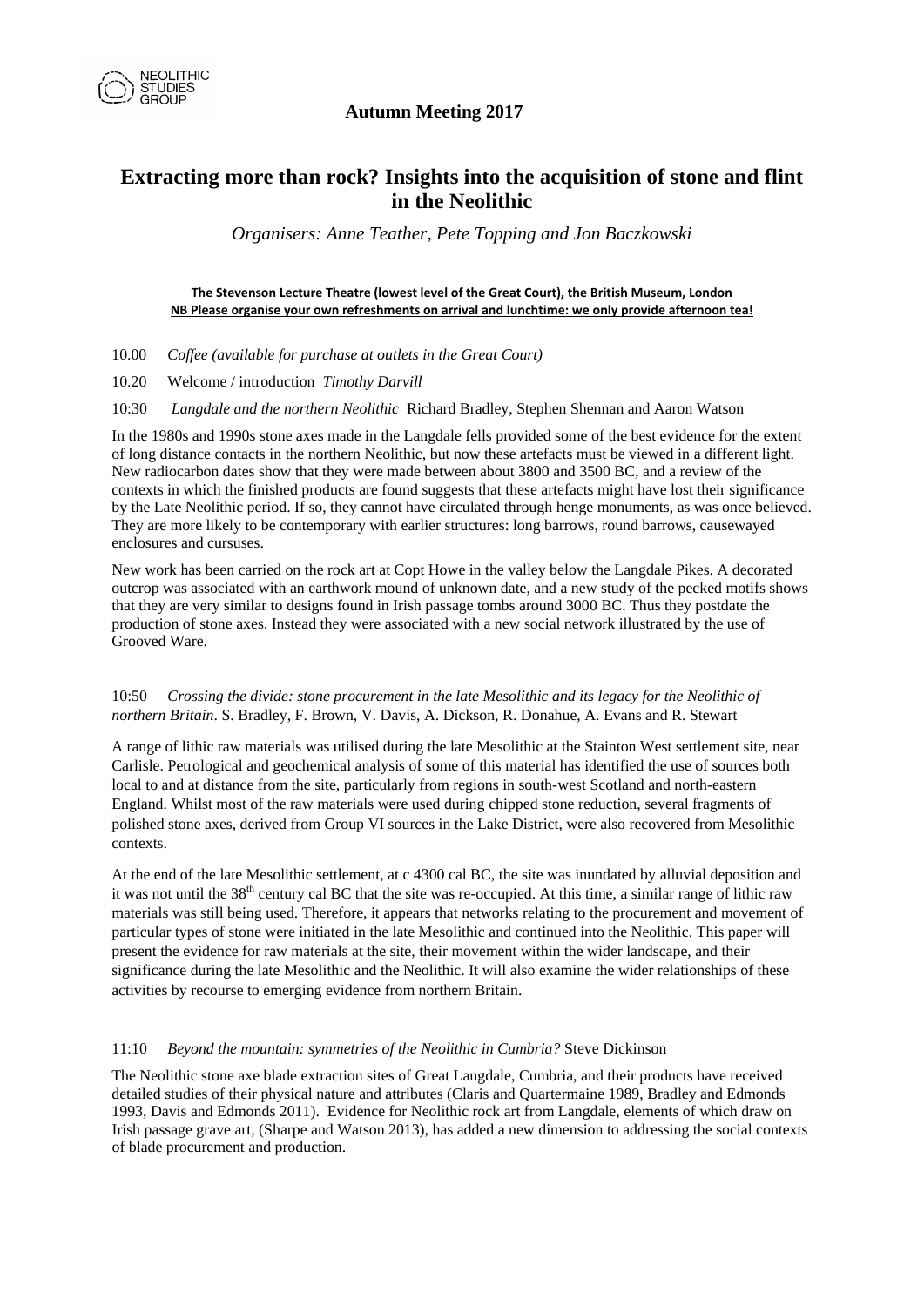NEOLITHIC STUDIES GROUP

**Autumn Meeting 2017**

# Extracting more than rock? Insights into the acquisition of stone and flint in the Neolithic

*Organisers: Anne Teather, Pete Topping and Jon Baczkowski*

**The Stevenson Lecture Theatre (lowest level of the Great Court), the British Museum, London**
**NB Please organise your own refreshments on arrival and lunchtime: we only provide afternoon tea!**

10.00 *Coffee (available for purchase at outlets in the Great Court)*

10.20 Welcome / introduction *Timothy Darvill*

10:30 *Langdale and the northern Neolithic* Richard Bradley, Stephen Shennan and Aaron Watson

In the 1980s and 1990s stone axes made in the Langdale fells provided some of the best evidence for the extent of long distance contacts in the northern Neolithic, but now these artefacts must be viewed in a different light. New radiocarbon dates show that they were made between about 3800 and 3500 BC, and a review of the contexts in which the finished products are found suggests that these artefacts might have lost their significance by the Late Neolithic period. If so, they cannot have circulated through henge monuments, as was once believed. They are more likely to be contemporary with earlier structures: long barrows, round barrows, causewayed enclosures and cursuses.

New work has been carried on the rock art at Copt Howe in the valley below the Langdale Pikes. A decorated outcrop was associated with an earthwork mound of unknown date, and a new study of the pecked motifs shows that they are very similar to designs found in Irish passage tombs around 3000 BC. Thus they postdate the production of stone axes. Instead they were associated with a new social network illustrated by the use of Grooved Ware.

10:50 *Crossing the divide: stone procurement in the late Mesolithic and its legacy for the Neolithic of northern Britain*. S. Bradley, F. Brown, V. Davis, A. Dickson, R. Donahue, A. Evans and R. Stewart

A range of lithic raw materials was utilised during the late Mesolithic at the Stainton West settlement site, near Carlisle. Petrological and geochemical analysis of some of this material has identified the use of sources both local to and at distance from the site, particularly from regions in south-west Scotland and north-eastern England. Whilst most of the raw materials were used during chipped stone reduction, several fragments of polished stone axes, derived from Group VI sources in the Lake District, were also recovered from Mesolithic contexts.

At the end of the late Mesolithic settlement, at c 4300 cal BC, the site was inundated by alluvial deposition and it was not until the 38th century cal BC that the site was re-occupied. At this time, a similar range of lithic raw materials was still being used. Therefore, it appears that networks relating to the procurement and movement of particular types of stone were initiated in the late Mesolithic and continued into the Neolithic. This paper will present the evidence for raw materials at the site, their movement within the wider landscape, and their significance during the late Mesolithic and the Neolithic. It will also examine the wider relationships of these activities by recourse to emerging evidence from northern Britain.

11:10 *Beyond the mountain: symmetries of the Neolithic in Cumbria?* Steve Dickinson

The Neolithic stone axe blade extraction sites of Great Langdale, Cumbria, and their products have received detailed studies of their physical nature and attributes (Claris and Quartermaine 1989, Bradley and Edmonds 1993, Davis and Edmonds 2011). Evidence for Neolithic rock art from Langdale, elements of which draw on Irish passage grave art, (Sharpe and Watson 2013), has added a new dimension to addressing the social contexts of blade procurement and production.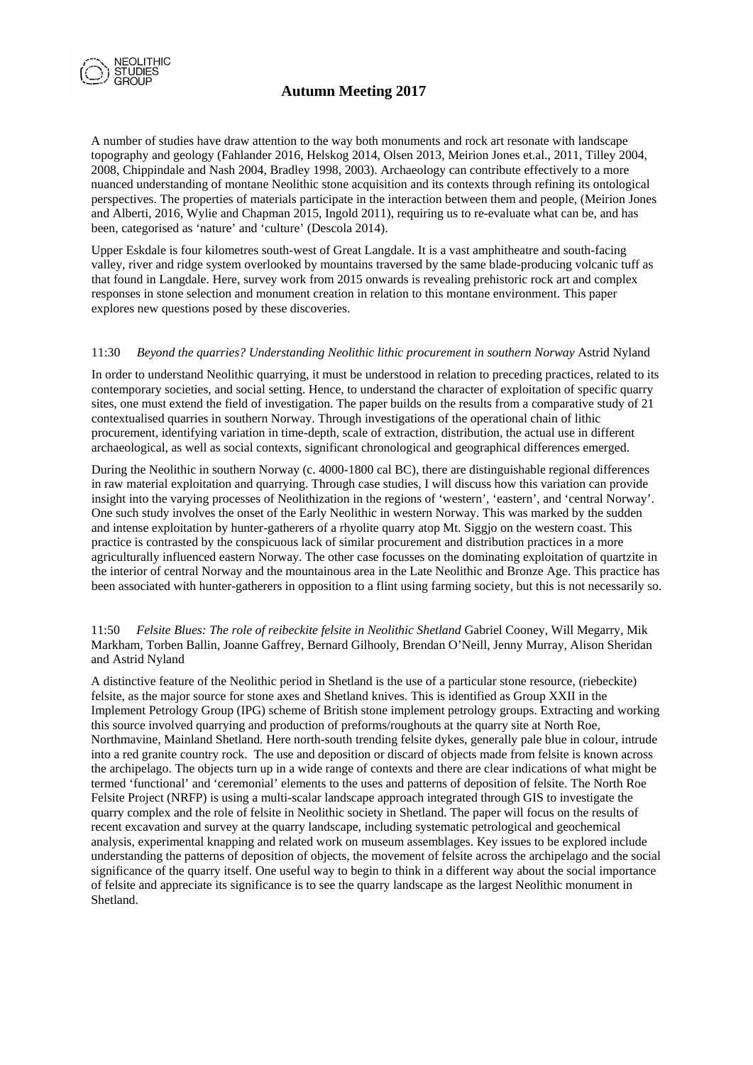A number of studies have draw attention to the way both monuments and rock art resonate with landscape topography and geology (Fahlander 2016, Helskog 2014, Olsen 2013, Meirion Jones et.al., 2011, Tilley 2004, 2008, Chippindale and Nash 2004, Bradley 1998, 2003). Archaeology can contribute effectively to a more nuanced understanding of montane Neolithic stone acquisition and its contexts through refining its ontological perspectives. The properties of materials participate in the interaction between them and people, (Meirion Jones and Alberti, 2016, Wylie and Chapman 2015, Ingold 2011), requiring us to re-evaluate what can be, and has been, categorised as 'nature' and 'culture' (Descola 2014).

Upper Eskdale is four kilometres south-west of Great Langdale. It is a vast amphitheatre and south-facing valley, river and ridge system overlooked by mountains traversed by the same blade-producing volcanic tuff as that found in Langdale. Here, survey work from 2015 onwards is revealing prehistoric rock art and complex responses in stone selection and monument creation in relation to this montane environment. This paper explores new questions posed by these discoveries.

11:30 *Beyond the quarries? Understanding Neolithic lithic procurement in southern Norway* Astrid Nyland

In order to understand Neolithic quarrying, it must be understood in relation to preceding practices, related to its contemporary societies, and social setting. Hence, to understand the character of exploitation of specific quarry sites, one must extend the field of investigation. The paper builds on the results from a comparative study of 21 contextualised quarries in southern Norway. Through investigations of the operational chain of lithic procurement, identifying variation in time-depth, scale of extraction, distribution, the actual use in different archaeological, as well as social contexts, significant chronological and geographical differences emerged.

During the Neolithic in southern Norway (c. 4000-1800 cal BC), there are distinguishable regional differences in raw material exploitation and quarrying. Through case studies, I will discuss how this variation can provide insight into the varying processes of Neolithization in the regions of 'western', 'eastern', and 'central Norway'. One such study involves the onset of the Early Neolithic in western Norway. This was marked by the sudden and intense exploitation by hunter-gatherers of a rhyolite quarry atop Mt. Siggjo on the western coast. This practice is contrasted by the conspicuous lack of similar procurement and distribution practices in a more agriculturally influenced eastern Norway. The other case focusses on the dominating exploitation of quartzite in the interior of central Norway and the mountainous area in the Late Neolithic and Bronze Age. This practice has been associated with hunter-gatherers in opposition to a flint using farming society, but this is not necessarily so.

11:50 *Felsite Blues: The role of reibeckite felsite in Neolithic Shetland* Gabriel Cooney, Will Megarry, Mik Markham, Torben Ballin, Joanne Gaffrey, Bernard Gilhooly, Brendan O'Neill, Jenny Murray, Alison Sheridan and Astrid Nyland

A distinctive feature of the Neolithic period in Shetland is the use of a particular stone resource, (riebeckite) felsite, as the major source for stone axes and Shetland knives. This is identified as Group XXII in the Implement Petrology Group (IPG) scheme of British stone implement petrology groups. Extracting and working this source involved quarrying and production of preforms/roughouts at the quarry site at North Roe, Northmavine, Mainland Shetland. Here north-south trending felsite dykes, generally pale blue in colour, intrude into a red granite country rock. The use and deposition or discard of objects made from felsite is known across the archipelago. The objects turn up in a wide range of contexts and there are clear indications of what might be termed 'functional' and 'ceremonial' elements to the uses and patterns of deposition of felsite. The North Roe Felsite Project (NRFP) is using a multi-scalar landscape approach integrated through GIS to investigate the quarry complex and the role of felsite in Neolithic society in Shetland. The paper will focus on the results of recent excavation and survey at the quarry landscape, including systematic petrological and geochemical analysis, experimental knapping and related work on museum assemblages. Key issues to be explored include understanding the patterns of deposition of objects, the movement of felsite across the archipelago and the social significance of the quarry itself. One useful way to begin to think in a different way about the social importance of felsite and appreciate its significance is to see the quarry landscape as the largest Neolithic monument in Shetland.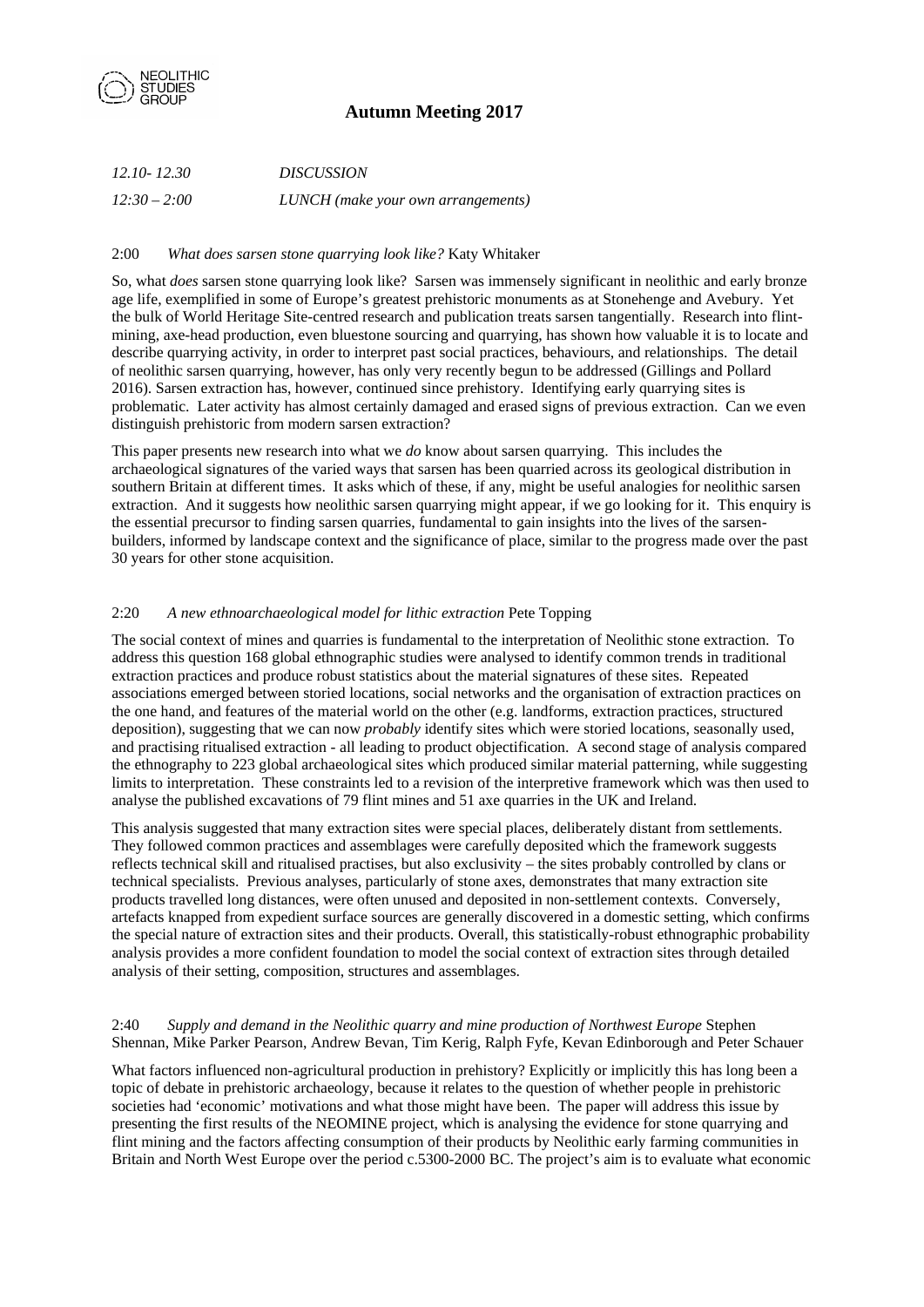| | |
|---|---|
| *12.10- 12.30* | *DISCUSSION* |
| *12:30 – 2:00* | *LUNCH (make your own arrangements)* |

2:00 *What does sarsen stone quarrying look like?* Katy Whitaker

So, what *does* sarsen stone quarrying look like? Sarsen was immensely significant in neolithic and early bronze age life, exemplified in some of Europe's greatest prehistoric monuments as at Stonehenge and Avebury. Yet the bulk of World Heritage Site-centred research and publication treats sarsen tangentially. Research into flint-mining, axe-head production, even bluestone sourcing and quarrying, has shown how valuable it is to locate and describe quarrying activity, in order to interpret past social practices, behaviours, and relationships. The detail of neolithic sarsen quarrying, however, has only very recently begun to be addressed (Gillings and Pollard 2016). Sarsen extraction has, however, continued since prehistory. Identifying early quarrying sites is problematic. Later activity has almost certainly damaged and erased signs of previous extraction. Can we even distinguish prehistoric from modern sarsen extraction?

This paper presents new research into what we *do* know about sarsen quarrying. This includes the archaeological signatures of the varied ways that sarsen has been quarried across its geological distribution in southern Britain at different times. It asks which of these, if any, might be useful analogies for neolithic sarsen extraction. And it suggests how neolithic sarsen quarrying might appear, if we go looking for it. This enquiry is the essential precursor to finding sarsen quarries, fundamental to gain insights into the lives of the sarsen-builders, informed by landscape context and the significance of place, similar to the progress made over the past 30 years for other stone acquisition.

2:20 *A new ethnoarchaeological model for lithic extraction* Pete Topping

The social context of mines and quarries is fundamental to the interpretation of Neolithic stone extraction. To address this question 168 global ethnographic studies were analysed to identify common trends in traditional extraction practices and produce robust statistics about the material signatures of these sites. Repeated associations emerged between storied locations, social networks and the organisation of extraction practices on the one hand, and features of the material world on the other (e.g. landforms, extraction practices, structured deposition), suggesting that we can now *probably* identify sites which were storied locations, seasonally used, and practising ritualised extraction - all leading to product objectification. A second stage of analysis compared the ethnography to 223 global archaeological sites which produced similar material patterning, while suggesting limits to interpretation. These constraints led to a revision of the interpretive framework which was then used to analyse the published excavations of 79 flint mines and 51 axe quarries in the UK and Ireland.

This analysis suggested that many extraction sites were special places, deliberately distant from settlements. They followed common practices and assemblages were carefully deposited which the framework suggests reflects technical skill and ritualised practises, but also exclusivity – the sites probably controlled by clans or technical specialists. Previous analyses, particularly of stone axes, demonstrates that many extraction site products travelled long distances, were often unused and deposited in non-settlement contexts. Conversely, artefacts knapped from expedient surface sources are generally discovered in a domestic setting, which confirms the special nature of extraction sites and their products. Overall, this statistically-robust ethnographic probability analysis provides a more confident foundation to model the social context of extraction sites through detailed analysis of their setting, composition, structures and assemblages.

2:40 *Supply and demand in the Neolithic quarry and mine production of Northwest Europe* Stephen Shennan, Mike Parker Pearson, Andrew Bevan, Tim Kerig, Ralph Fyfe, Kevan Edinborough and Peter Schauer

What factors influenced non-agricultural production in prehistory? Explicitly or implicitly this has long been a topic of debate in prehistoric archaeology, because it relates to the question of whether people in prehistoric societies had 'economic' motivations and what those might have been. The paper will address this issue by presenting the first results of the NEOMINE project, which is analysing the evidence for stone quarrying and flint mining and the factors affecting consumption of their products by Neolithic early farming communities in Britain and North West Europe over the period c.5300-2000 BC. The project's aim is to evaluate what economic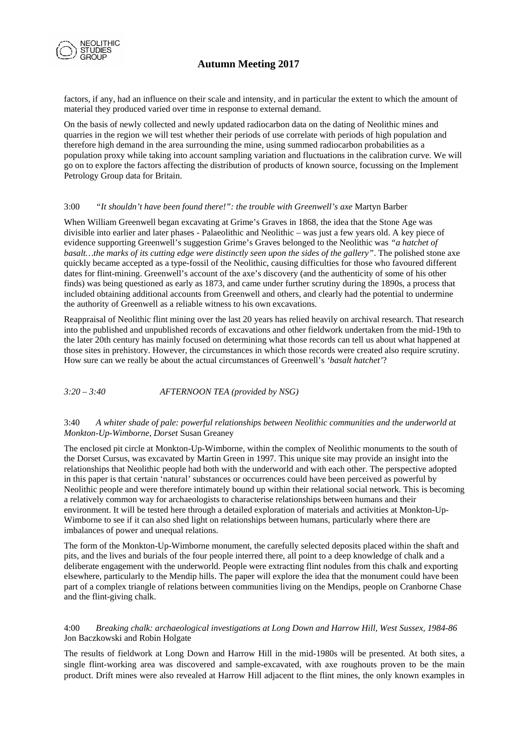factors, if any, had an influence on their scale and intensity, and in particular the extent to which the amount of material they produced varied over time in response to external demand.

On the basis of newly collected and newly updated radiocarbon data on the dating of Neolithic mines and quarries in the region we will test whether their periods of use correlate with periods of high population and therefore high demand in the area surrounding the mine, using summed radiocarbon probabilities as a population proxy while taking into account sampling variation and fluctuations in the calibration curve. We will go on to explore the factors affecting the distribution of products of known source, focussing on the Implement Petrology Group data for Britain.

3:00 *"It shouldn't have been found there!": the trouble with Greenwell's axe* Martyn Barber

When William Greenwell began excavating at Grime's Graves in 1868, the idea that the Stone Age was divisible into earlier and later phases - Palaeolithic and Neolithic – was just a few years old. A key piece of evidence supporting Greenwell's suggestion Grime's Graves belonged to the Neolithic was *"a hatchet of basalt…the marks of its cutting edge were distinctly seen upon the sides of the gallery"*. The polished stone axe quickly became accepted as a type-fossil of the Neolithic, causing difficulties for those who favoured different dates for flint-mining. Greenwell's account of the axe's discovery (and the authenticity of some of his other finds) was being questioned as early as 1873, and came under further scrutiny during the 1890s, a process that included obtaining additional accounts from Greenwell and others, and clearly had the potential to undermine the authority of Greenwell as a reliable witness to his own excavations.

Reappraisal of Neolithic flint mining over the last 20 years has relied heavily on archival research. That research into the published and unpublished records of excavations and other fieldwork undertaken from the mid-19th to the later 20th century has mainly focused on determining what those records can tell us about what happened at those sites in prehistory. However, the circumstances in which those records were created also require scrutiny. How sure can we really be about the actual circumstances of Greenwell's *'basalt hatchet'*?

*3:20 – 3:40 AFTERNOON TEA (provided by NSG)*

3:40 *A whiter shade of pale: powerful relationships between Neolithic communities and the underworld at Monkton-Up-Wimborne, Dorset* Susan Greaney

The enclosed pit circle at Monkton-Up-Wimborne, within the complex of Neolithic monuments to the south of the Dorset Cursus, was excavated by Martin Green in 1997. This unique site may provide an insight into the relationships that Neolithic people had both with the underworld and with each other. The perspective adopted in this paper is that certain 'natural' substances or occurrences could have been perceived as powerful by Neolithic people and were therefore intimately bound up within their relational social network. This is becoming a relatively common way for archaeologists to characterise relationships between humans and their environment. It will be tested here through a detailed exploration of materials and activities at Monkton-Up-Wimborne to see if it can also shed light on relationships between humans, particularly where there are imbalances of power and unequal relations.

The form of the Monkton-Up-Wimborne monument, the carefully selected deposits placed within the shaft and pits, and the lives and burials of the four people interred there, all point to a deep knowledge of chalk and a deliberate engagement with the underworld. People were extracting flint nodules from this chalk and exporting elsewhere, particularly to the Mendip hills. The paper will explore the idea that the monument could have been part of a complex triangle of relations between communities living on the Mendips, people on Cranborne Chase and the flint-giving chalk.

4:00 *Breaking chalk: archaeological investigations at Long Down and Harrow Hill, West Sussex, 1984-86* Jon Baczkowski and Robin Holgate

The results of fieldwork at Long Down and Harrow Hill in the mid-1980s will be presented. At both sites, a single flint-working area was discovered and sample-excavated, with axe roughouts proven to be the main product. Drift mines were also revealed at Harrow Hill adjacent to the flint mines, the only known examples in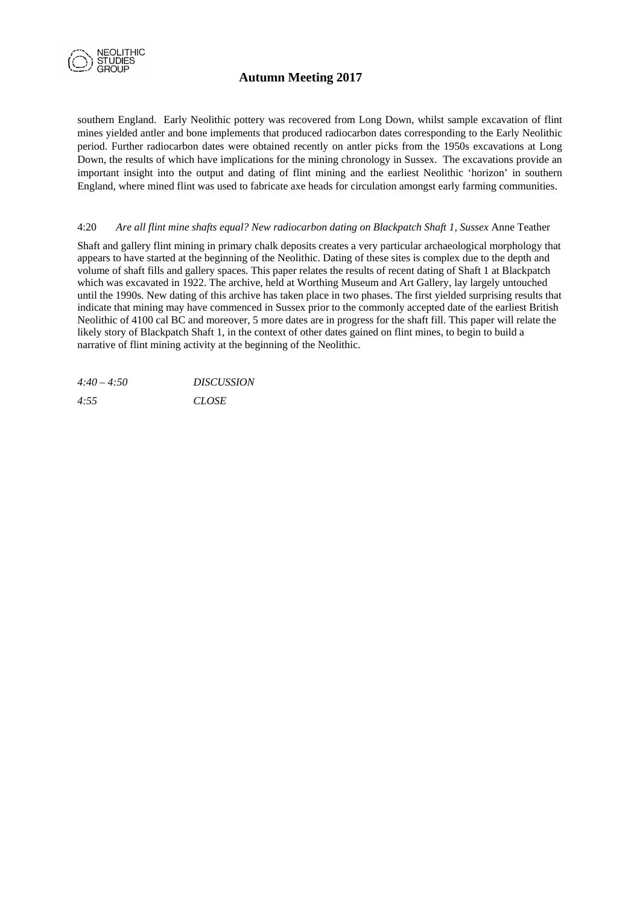southern England. Early Neolithic pottery was recovered from Long Down, whilst sample excavation of flint mines yielded antler and bone implements that produced radiocarbon dates corresponding to the Early Neolithic period. Further radiocarbon dates were obtained recently on antler picks from the 1950s excavations at Long Down, the results of which have implications for the mining chronology in Sussex. The excavations provide an important insight into the output and dating of flint mining and the earliest Neolithic 'horizon' in southern England, where mined flint was used to fabricate axe heads for circulation amongst early farming communities.

4:20 *Are all flint mine shafts equal? New radiocarbon dating on Blackpatch Shaft 1, Sussex* Anne Teather

Shaft and gallery flint mining in primary chalk deposits creates a very particular archaeological morphology that appears to have started at the beginning of the Neolithic. Dating of these sites is complex due to the depth and volume of shaft fills and gallery spaces. This paper relates the results of recent dating of Shaft 1 at Blackpatch which was excavated in 1922. The archive, held at Worthing Museum and Art Gallery, lay largely untouched until the 1990s. New dating of this archive has taken place in two phases. The first yielded surprising results that indicate that mining may have commenced in Sussex prior to the commonly accepted date of the earliest British Neolithic of 4100 cal BC and moreover, 5 more dates are in progress for the shaft fill. This paper will relate the likely story of Blackpatch Shaft 1, in the context of other dates gained on flint mines, to begin to build a narrative of flint mining activity at the beginning of the Neolithic.

*4:40 – 4:50* *DISCUSSION*

*4:55* *CLOSE*